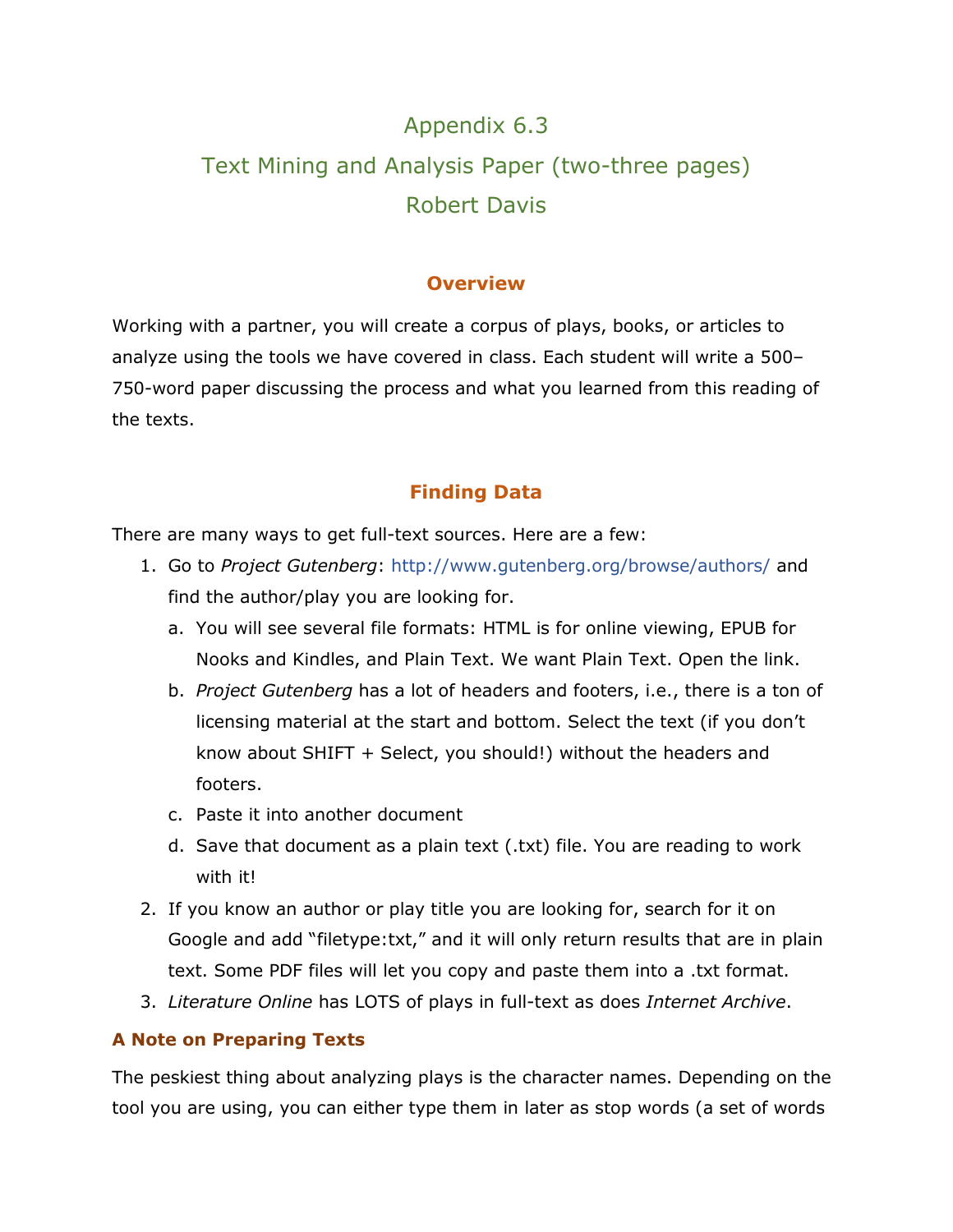# Appendix 6.3

# Text Mining and Analysis Paper (two-three pages)

# Robert Davis

## Overview

Working with a partner, you will create a corpus of plays, books, or articles to analyze using the tools we have covered in class. Each student will write a 500–750-word paper discussing the process and what you learned from this reading of the texts.

## Finding Data

There are many ways to get full-text sources. Here are a few:

1. Go to *Project Gutenberg*: http://www.gutenberg.org/browse/authors/ and find the author/play you are looking for.
   a. You will see several file formats: HTML is for online viewing, EPUB for Nooks and Kindles, and Plain Text. We want Plain Text. Open the link.
   b. *Project Gutenberg* has a lot of headers and footers, i.e., there is a ton of licensing material at the start and bottom. Select the text (if you don't know about SHIFT + Select, you should!) without the headers and footers.
   c. Paste it into another document
   d. Save that document as a plain text (.txt) file. You are reading to work with it!
2. If you know an author or play title you are looking for, search for it on Google and add "filetype:txt," and it will only return results that are in plain text. Some PDF files will let you copy and paste them into a .txt format.
3. *Literature Online* has LOTS of plays in full-text as does *Internet Archive*.

### A Note on Preparing Texts

The peskiest thing about analyzing plays is the character names. Depending on the tool you are using, you can either type them in later as stop words (a set of words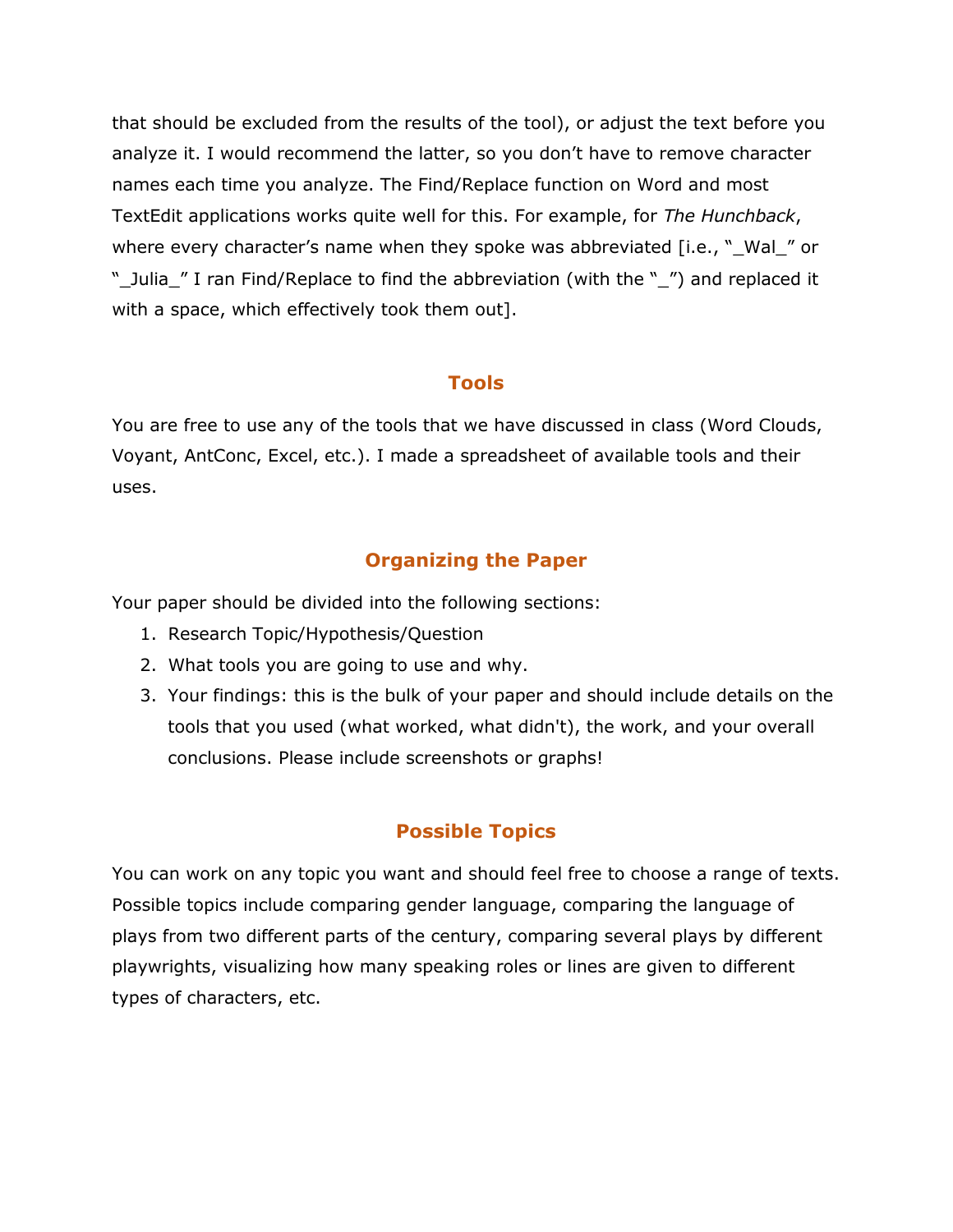that should be excluded from the results of the tool), or adjust the text before you analyze it. I would recommend the latter, so you don't have to remove character names each time you analyze. The Find/Replace function on Word and most TextEdit applications works quite well for this. For example, for *The Hunchback*, where every character's name when they spoke was abbreviated [i.e., "_Wal_" or "_Julia_" I ran Find/Replace to find the abbreviation (with the "_") and replaced it with a space, which effectively took them out].

## Tools

You are free to use any of the tools that we have discussed in class (Word Clouds, Voyant, AntConc, Excel, etc.). I made a spreadsheet of available tools and their uses.

## Organizing the Paper

Your paper should be divided into the following sections:

1. Research Topic/Hypothesis/Question
2. What tools you are going to use and why.
3. Your findings: this is the bulk of your paper and should include details on the tools that you used (what worked, what didn't), the work, and your overall conclusions. Please include screenshots or graphs!

## Possible Topics

You can work on any topic you want and should feel free to choose a range of texts. Possible topics include comparing gender language, comparing the language of plays from two different parts of the century, comparing several plays by different playwrights, visualizing how many speaking roles or lines are given to different types of characters, etc.